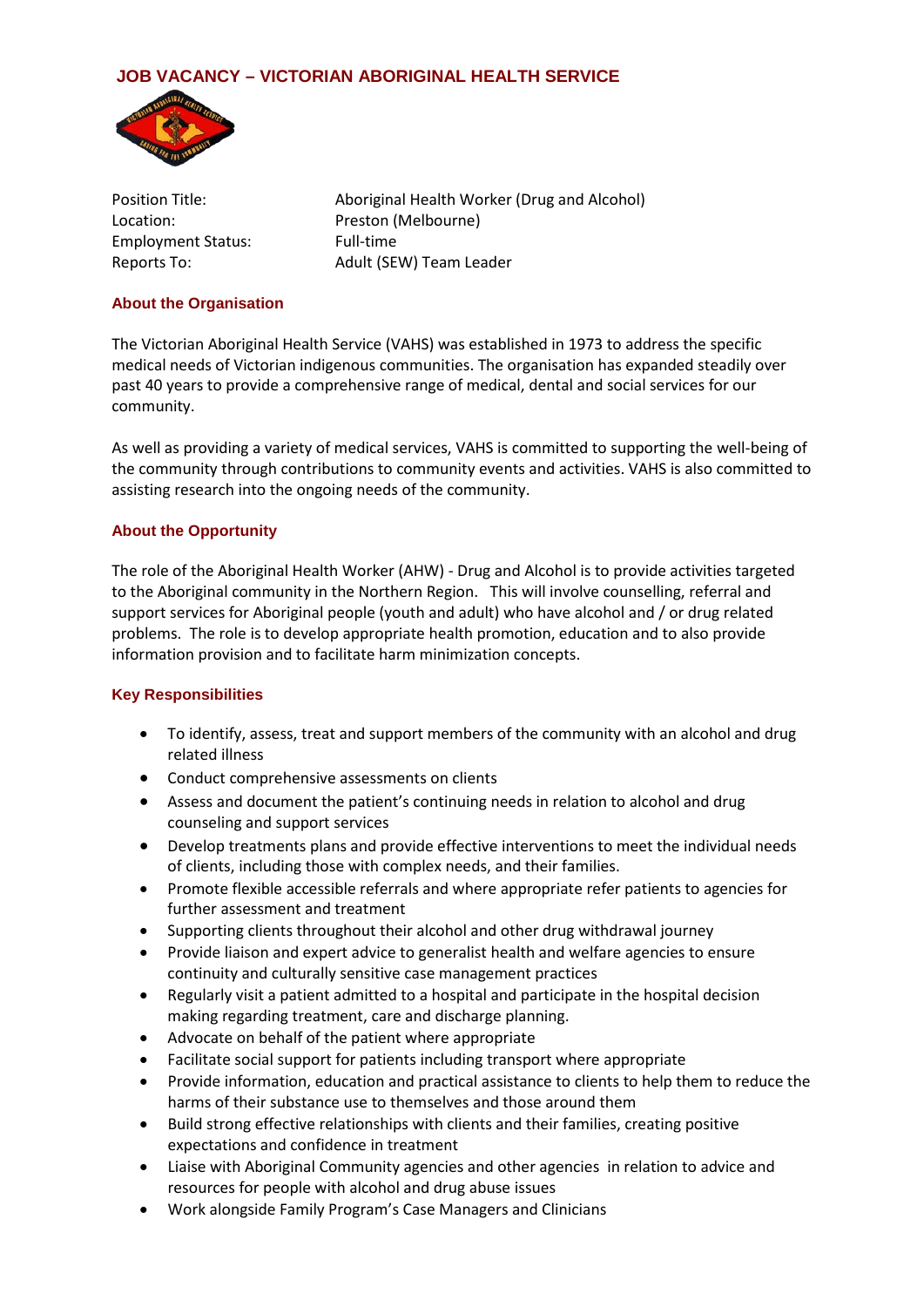# JOB VACANCY – VICTORIAN ABORIGINAL HEALTH SERVICE

| | |
|---|---|
| Position Title: | Aboriginal Health Worker (Drug and Alcohol) |
| Location: | Preston (Melbourne) |
| Employment Status: | Full-time |
| Reports To: | Adult (SEW) Team Leader |

## About the Organisation

The Victorian Aboriginal Health Service (VAHS) was established in 1973 to address the specific medical needs of Victorian indigenous communities. The organisation has expanded steadily over past 40 years to provide a comprehensive range of medical, dental and social services for our community.

As well as providing a variety of medical services, VAHS is committed to supporting the well-being of the community through contributions to community events and activities. VAHS is also committed to assisting research into the ongoing needs of the community.

## About the Opportunity

The role of the Aboriginal Health Worker (AHW) - Drug and Alcohol is to provide activities targeted to the Aboriginal community in the Northern Region. This will involve counselling, referral and support services for Aboriginal people (youth and adult) who have alcohol and / or drug related problems. The role is to develop appropriate health promotion, education and to also provide information provision and to facilitate harm minimization concepts.

## Key Responsibilities

- To identify, assess, treat and support members of the community with an alcohol and drug related illness
- Conduct comprehensive assessments on clients
- Assess and document the patient's continuing needs in relation to alcohol and drug counseling and support services
- Develop treatments plans and provide effective interventions to meet the individual needs of clients, including those with complex needs, and their families.
- Promote flexible accessible referrals and where appropriate refer patients to agencies for further assessment and treatment
- Supporting clients throughout their alcohol and other drug withdrawal journey
- Provide liaison and expert advice to generalist health and welfare agencies to ensure continuity and culturally sensitive case management practices
- Regularly visit a patient admitted to a hospital and participate in the hospital decision making regarding treatment, care and discharge planning.
- Advocate on behalf of the patient where appropriate
- Facilitate social support for patients including transport where appropriate
- Provide information, education and practical assistance to clients to help them to reduce the harms of their substance use to themselves and those around them
- Build strong effective relationships with clients and their families, creating positive expectations and confidence in treatment
- Liaise with Aboriginal Community agencies and other agencies in relation to advice and resources for people with alcohol and drug abuse issues
- Work alongside Family Program's Case Managers and Clinicians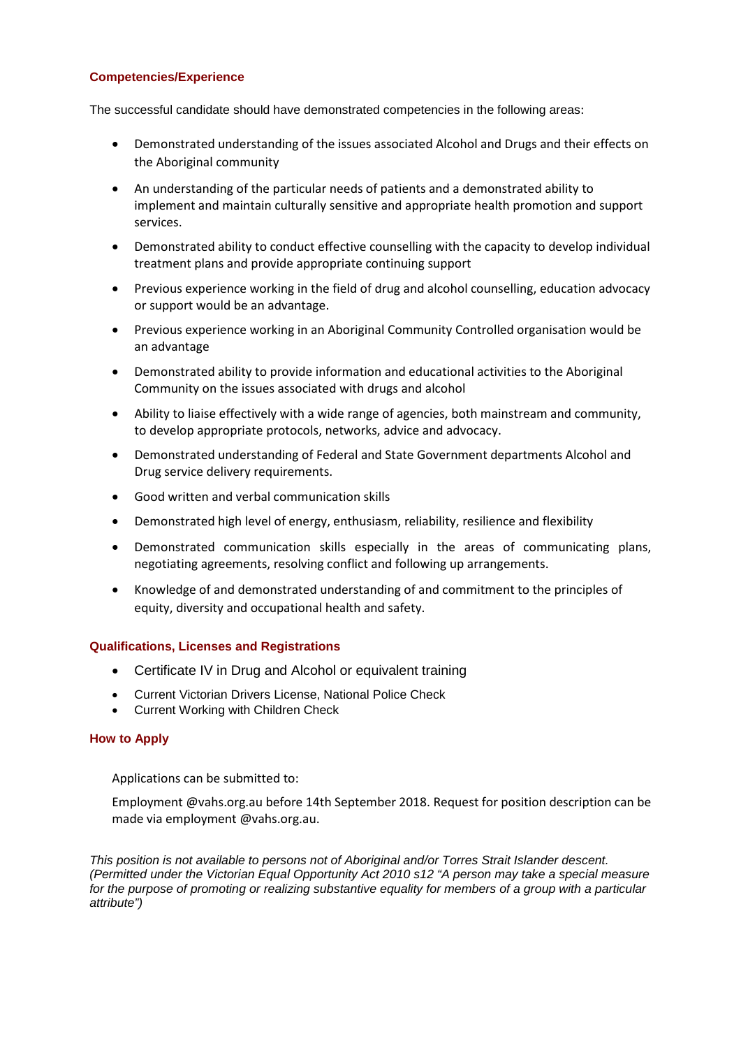## Competencies/Experience

The successful candidate should have demonstrated competencies in the following areas:

- Demonstrated understanding of the issues associated Alcohol and Drugs and their effects on the Aboriginal community
- An understanding of the particular needs of patients and a demonstrated ability to implement and maintain culturally sensitive and appropriate health promotion and support services.
- Demonstrated ability to conduct effective counselling with the capacity to develop individual treatment plans and provide appropriate continuing support
- Previous experience working in the field of drug and alcohol counselling, education advocacy or support would be an advantage.
- Previous experience working in an Aboriginal Community Controlled organisation would be an advantage
- Demonstrated ability to provide information and educational activities to the Aboriginal Community on the issues associated with drugs and alcohol
- Ability to liaise effectively with a wide range of agencies, both mainstream and community, to develop appropriate protocols, networks, advice and advocacy.
- Demonstrated understanding of Federal and State Government departments Alcohol and Drug service delivery requirements.
- Good written and verbal communication skills
- Demonstrated high level of energy, enthusiasm, reliability, resilience and flexibility
- Demonstrated communication skills especially in the areas of communicating plans, negotiating agreements, resolving conflict and following up arrangements.
- Knowledge of and demonstrated understanding of and commitment to the principles of equity, diversity and occupational health and safety.

## Qualifications, Licenses and Registrations

- Certificate IV in Drug and Alcohol or equivalent training
- Current Victorian Drivers License, National Police Check
- Current Working with Children Check

## How to Apply

Applications can be submitted to:

Employment @vahs.org.au before 14th September 2018. Request for position description can be made via employment @vahs.org.au.

*This position is not available to persons not of Aboriginal and/or Torres Strait Islander descent. (Permitted under the Victorian Equal Opportunity Act 2010 s12 "A person may take a special measure for the purpose of promoting or realizing substantive equality for members of a group with a particular attribute")*